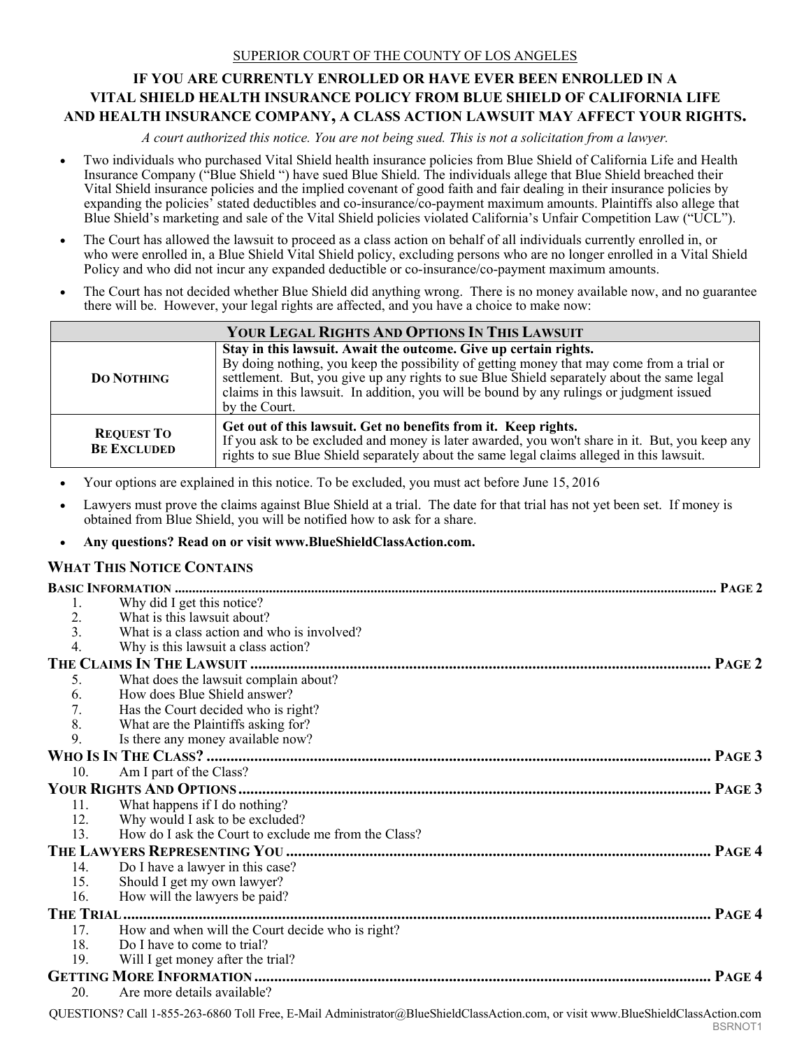SUPERIOR COURT OF THE COUNTY OF LOS ANGELES

# IF YOU ARE CURRENTLY ENROLLED OR HAVE EVER BEEN ENROLLED IN A VITAL SHIELD HEALTH INSURANCE POLICY FROM BLUE SHIELD OF CALIFORNIA LIFE AND HEALTH INSURANCE COMPANY, A CLASS ACTION LAWSUIT MAY AFFECT YOUR RIGHTS.

*A court authorized this notice. You are not being sued. This is not a solicitation from a lawyer.*

- Two individuals who purchased Vital Shield health insurance policies from Blue Shield of California Life and Health Insurance Company ("Blue Shield ") have sued Blue Shield. The individuals allege that Blue Shield breached their Vital Shield insurance policies and the implied covenant of good faith and fair dealing in their insurance policies by expanding the policies' stated deductibles and co-insurance/co-payment maximum amounts. Plaintiffs also allege that Blue Shield's marketing and sale of the Vital Shield policies violated California's Unfair Competition Law ("UCL").
- The Court has allowed the lawsuit to proceed as a class action on behalf of all individuals currently enrolled in, or who were enrolled in, a Blue Shield Vital Shield policy, excluding persons who are no longer enrolled in a Vital Shield Policy and who did not incur any expanded deductible or co-insurance/co-payment maximum amounts.
- The Court has not decided whether Blue Shield did anything wrong. There is no money available now, and no guarantee there will be. However, your legal rights are affected, and you have a choice to make now:

| YOUR LEGAL RIGHTS AND OPTIONS IN THIS LAWSUIT | |
|---|---|
| **DO NOTHING** | **Stay in this lawsuit. Await the outcome. Give up certain rights.** By doing nothing, you keep the possibility of getting money that may come from a trial or settlement. But, you give up any rights to sue Blue Shield separately about the same legal claims in this lawsuit. In addition, you will be bound by any rulings or judgment issued by the Court. |
| **REQUEST TO BE EXCLUDED** | **Get out of this lawsuit. Get no benefits from it. Keep rights.** If you ask to be excluded and money is later awarded, you won't share in it. But, you keep any rights to sue Blue Shield separately about the same legal claims alleged in this lawsuit. |

- Your options are explained in this notice. To be excluded, you must act before June 15, 2016
- Lawyers must prove the claims against Blue Shield at a trial. The date for that trial has not yet been set. If money is obtained from Blue Shield, you will be notified how to ask for a share.
- **Any questions? Read on or visit www.BlueShieldClassAction.com.**

## WHAT THIS NOTICE CONTAINS

**BASIC INFORMATION** ........ **PAGE 2**

1. Why did I get this notice?
2. What is this lawsuit about?
3. What is a class action and who is involved?
4. Why is this lawsuit a class action?

**THE CLAIMS IN THE LAWSUIT** ........ **PAGE 2**

5. What does the lawsuit complain about?
6. How does Blue Shield answer?
7. Has the Court decided who is right?
8. What are the Plaintiffs asking for?
9. Is there any money available now?

**WHO IS IN THE CLASS?** ........ **PAGE 3**

10. Am I part of the Class?

**YOUR RIGHTS AND OPTIONS** ........ **PAGE 3**

11. What happens if I do nothing?
12. Why would I ask to be excluded?
13. How do I ask the Court to exclude me from the Class?

**THE LAWYERS REPRESENTING YOU** ........ **PAGE 4**

14. Do I have a lawyer in this case?
15. Should I get my own lawyer?
16. How will the lawyers be paid?

**THE TRIAL** ........ **PAGE 4**

17. How and when will the Court decide who is right?
18. Do I have to come to trial?
19. Will I get money after the trial?

**GETTING MORE INFORMATION** ........ **PAGE 4**

20. Are more details available?

QUESTIONS? Call 1-855-263-6860 Toll Free, E-Mail Administrator@BlueShieldClassAction.com, or visit www.BlueShieldClassAction.com

BSRNOT1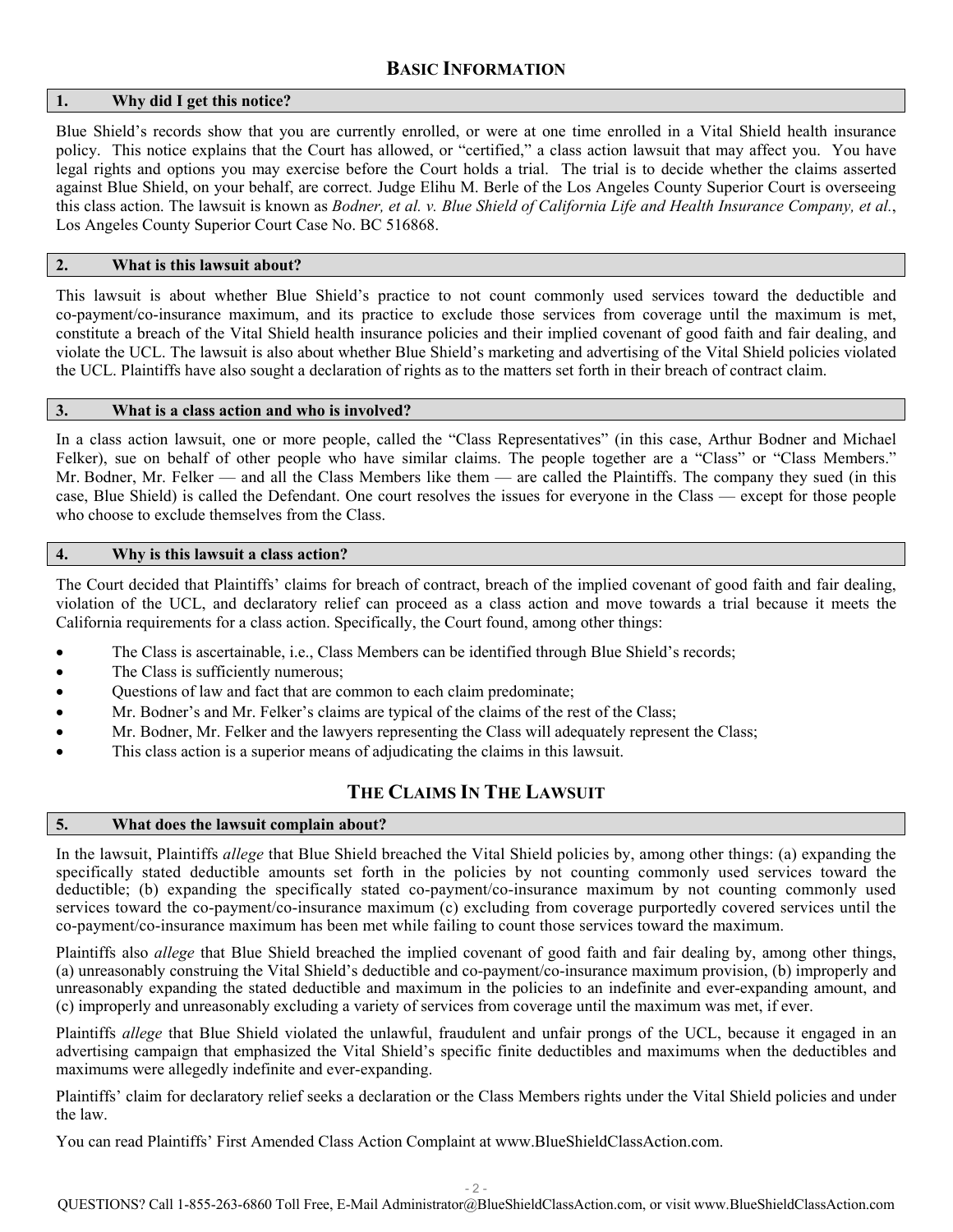## BASIC INFORMATION

### 1. Why did I get this notice?

Blue Shield's records show that you are currently enrolled, or were at one time enrolled in a Vital Shield health insurance policy. This notice explains that the Court has allowed, or "certified," a class action lawsuit that may affect you. You have legal rights and options you may exercise before the Court holds a trial. The trial is to decide whether the claims asserted against Blue Shield, on your behalf, are correct. Judge Elihu M. Berle of the Los Angeles County Superior Court is overseeing this class action. The lawsuit is known as *Bodner, et al. v. Blue Shield of California Life and Health Insurance Company, et al.*, Los Angeles County Superior Court Case No. BC 516868.

### 2. What is this lawsuit about?

This lawsuit is about whether Blue Shield's practice to not count commonly used services toward the deductible and co-payment/co-insurance maximum, and its practice to exclude those services from coverage until the maximum is met, constitute a breach of the Vital Shield health insurance policies and their implied covenant of good faith and fair dealing, and violate the UCL. The lawsuit is also about whether Blue Shield's marketing and advertising of the Vital Shield policies violated the UCL. Plaintiffs have also sought a declaration of rights as to the matters set forth in their breach of contract claim.

### 3. What is a class action and who is involved?

In a class action lawsuit, one or more people, called the "Class Representatives" (in this case, Arthur Bodner and Michael Felker), sue on behalf of other people who have similar claims. The people together are a "Class" or "Class Members." Mr. Bodner, Mr. Felker — and all the Class Members like them — are called the Plaintiffs. The company they sued (in this case, Blue Shield) is called the Defendant. One court resolves the issues for everyone in the Class — except for those people who choose to exclude themselves from the Class.

### 4. Why is this lawsuit a class action?

The Court decided that Plaintiffs' claims for breach of contract, breach of the implied covenant of good faith and fair dealing, violation of the UCL, and declaratory relief can proceed as a class action and move towards a trial because it meets the California requirements for a class action. Specifically, the Court found, among other things:

- The Class is ascertainable, i.e., Class Members can be identified through Blue Shield's records;
- The Class is sufficiently numerous;
- Questions of law and fact that are common to each claim predominate;
- Mr. Bodner's and Mr. Felker's claims are typical of the claims of the rest of the Class;
- Mr. Bodner, Mr. Felker and the lawyers representing the Class will adequately represent the Class;
- This class action is a superior means of adjudicating the claims in this lawsuit.

## THE CLAIMS IN THE LAWSUIT

### 5. What does the lawsuit complain about?

In the lawsuit, Plaintiffs *allege* that Blue Shield breached the Vital Shield policies by, among other things: (a) expanding the specifically stated deductible amounts set forth in the policies by not counting commonly used services toward the deductible; (b) expanding the specifically stated co-payment/co-insurance maximum by not counting commonly used services toward the co-payment/co-insurance maximum (c) excluding from coverage purportedly covered services until the co-payment/co-insurance maximum has been met while failing to count those services toward the maximum.

Plaintiffs also *allege* that Blue Shield breached the implied covenant of good faith and fair dealing by, among other things, (a) unreasonably construing the Vital Shield's deductible and co-payment/co-insurance maximum provision, (b) improperly and unreasonably expanding the stated deductible and maximum in the policies to an indefinite and ever-expanding amount, and (c) improperly and unreasonably excluding a variety of services from coverage until the maximum was met, if ever.

Plaintiffs *allege* that Blue Shield violated the unlawful, fraudulent and unfair prongs of the UCL, because it engaged in an advertising campaign that emphasized the Vital Shield's specific finite deductibles and maximums when the deductibles and maximums were allegedly indefinite and ever-expanding.

Plaintiffs' claim for declaratory relief seeks a declaration or the Class Members rights under the Vital Shield policies and under the law.

You can read Plaintiffs' First Amended Class Action Complaint at www.BlueShieldClassAction.com.

QUESTIONS? Call 1-855-263-6860 Toll Free, E-Mail Administrator@BlueShieldClassAction.com, or visit www.BlueShieldClassAction.com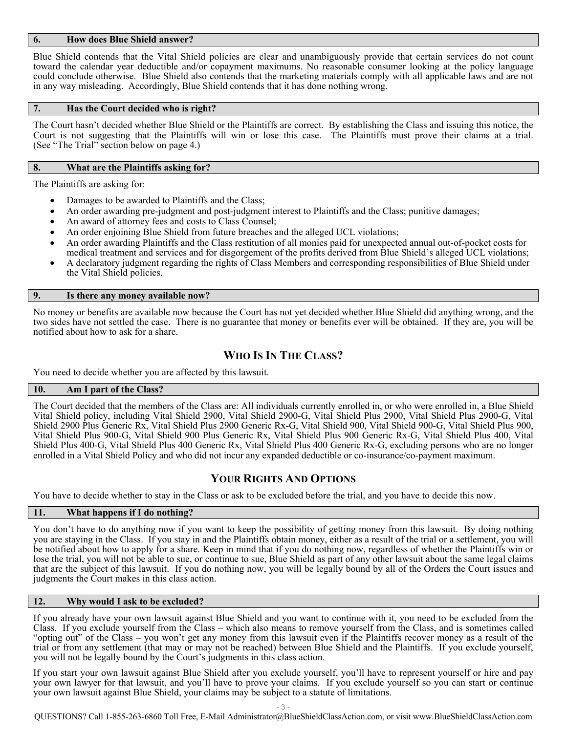### 6. How does Blue Shield answer?

Blue Shield contends that the Vital Shield policies are clear and unambiguously provide that certain services do not count toward the calendar year deductible and/or copayment maximums. No reasonable consumer looking at the policy language could conclude otherwise. Blue Shield also contends that the marketing materials comply with all applicable laws and are not in any way misleading. Accordingly, Blue Shield contends that it has done nothing wrong.

### 7. Has the Court decided who is right?

The Court hasn't decided whether Blue Shield or the Plaintiffs are correct. By establishing the Class and issuing this notice, the Court is not suggesting that the Plaintiffs will win or lose this case. The Plaintiffs must prove their claims at a trial. (See "The Trial" section below on page 4.)

### 8. What are the Plaintiffs asking for?

The Plaintiffs are asking for:

- Damages to be awarded to Plaintiffs and the Class;
- An order awarding pre-judgment and post-judgment interest to Plaintiffs and the Class; punitive damages;
- An award of attorney fees and costs to Class Counsel;
- An order enjoining Blue Shield from future breaches and the alleged UCL violations;
- An order awarding Plaintiffs and the Class restitution of all monies paid for unexpected annual out-of-pocket costs for medical treatment and services and for disgorgement of the profits derived from Blue Shield's alleged UCL violations;
- A declaratory judgment regarding the rights of Class Members and corresponding responsibilities of Blue Shield under the Vital Shield policies.

### 9. Is there any money available now?

No money or benefits are available now because the Court has not yet decided whether Blue Shield did anything wrong, and the two sides have not settled the case. There is no guarantee that money or benefits ever will be obtained. If they are, you will be notified about how to ask for a share.

## WHO IS IN THE CLASS?

You need to decide whether you are affected by this lawsuit.

### 10. Am I part of the Class?

The Court decided that the members of the Class are: All individuals currently enrolled in, or who were enrolled in, a Blue Shield Vital Shield policy, including Vital Shield 2900, Vital Shield 2900-G, Vital Shield Plus 2900, Vital Shield Plus 2900-G, Vital Shield 2900 Plus Generic Rx, Vital Shield Plus 2900 Generic Rx-G, Vital Shield 900, Vital Shield 900-G, Vital Shield Plus 900, Vital Shield Plus 900-G, Vital Shield 900 Plus Generic Rx, Vital Shield Plus 900 Generic Rx-G, Vital Shield Plus 400, Vital Shield Plus 400-G, Vital Shield Plus 400 Generic Rx, Vital Shield Plus 400 Generic Rx-G, excluding persons who are no longer enrolled in a Vital Shield Policy and who did not incur any expanded deductible or co-insurance/co-payment maximum.

## YOUR RIGHTS AND OPTIONS

You have to decide whether to stay in the Class or ask to be excluded before the trial, and you have to decide this now.

### 11. What happens if I do nothing?

You don't have to do anything now if you want to keep the possibility of getting money from this lawsuit. By doing nothing you are staying in the Class. If you stay in and the Plaintiffs obtain money, either as a result of the trial or a settlement, you will be notified about how to apply for a share. Keep in mind that if you do nothing now, regardless of whether the Plaintiffs win or lose the trial, you will not be able to sue, or continue to sue, Blue Shield as part of any other lawsuit about the same legal claims that are the subject of this lawsuit. If you do nothing now, you will be legally bound by all of the Orders the Court issues and judgments the Court makes in this class action.

### 12. Why would I ask to be excluded?

If you already have your own lawsuit against Blue Shield and you want to continue with it, you need to be excluded from the Class. If you exclude yourself from the Class – which also means to remove yourself from the Class, and is sometimes called "opting out" of the Class – you won't get any money from this lawsuit even if the Plaintiffs recover money as a result of the trial or from any settlement (that may or may not be reached) between Blue Shield and the Plaintiffs. If you exclude yourself, you will not be legally bound by the Court's judgments in this class action.

If you start your own lawsuit against Blue Shield after you exclude yourself, you'll have to represent yourself or hire and pay your own lawyer for that lawsuit, and you'll have to prove your claims. If you exclude yourself so you can start or continue your own lawsuit against Blue Shield, your claims may be subject to a statute of limitations.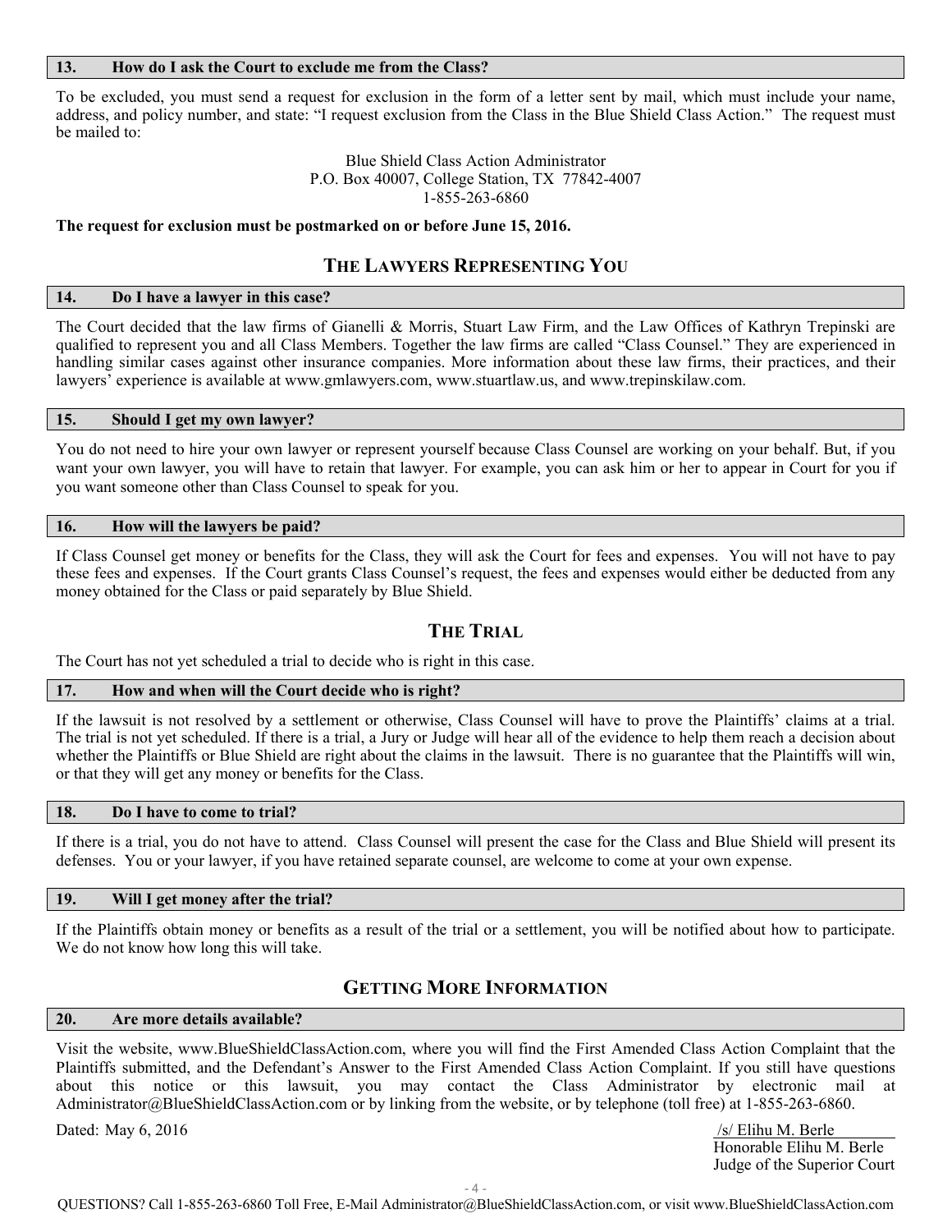### 13. How do I ask the Court to exclude me from the Class?

To be excluded, you must send a request for exclusion in the form of a letter sent by mail, which must include your name, address, and policy number, and state: "I request exclusion from the Class in the Blue Shield Class Action." The request must be mailed to:

Blue Shield Class Action Administrator
P.O. Box 40007, College Station, TX 77842-4007
1-855-263-6860

**The request for exclusion must be postmarked on or before June 15, 2016.**

## THE LAWYERS REPRESENTING YOU

### 14. Do I have a lawyer in this case?

The Court decided that the law firms of Gianelli & Morris, Stuart Law Firm, and the Law Offices of Kathryn Trepinski are qualified to represent you and all Class Members. Together the law firms are called "Class Counsel." They are experienced in handling similar cases against other insurance companies. More information about these law firms, their practices, and their lawyers' experience is available at www.gmlawyers.com, www.stuartlaw.us, and www.trepinskilaw.com.

### 15. Should I get my own lawyer?

You do not need to hire your own lawyer or represent yourself because Class Counsel are working on your behalf. But, if you want your own lawyer, you will have to retain that lawyer. For example, you can ask him or her to appear in Court for you if you want someone other than Class Counsel to speak for you.

### 16. How will the lawyers be paid?

If Class Counsel get money or benefits for the Class, they will ask the Court for fees and expenses. You will not have to pay these fees and expenses. If the Court grants Class Counsel's request, the fees and expenses would either be deducted from any money obtained for the Class or paid separately by Blue Shield.

## THE TRIAL

The Court has not yet scheduled a trial to decide who is right in this case.

### 17. How and when will the Court decide who is right?

If the lawsuit is not resolved by a settlement or otherwise, Class Counsel will have to prove the Plaintiffs' claims at a trial. The trial is not yet scheduled. If there is a trial, a Jury or Judge will hear all of the evidence to help them reach a decision about whether the Plaintiffs or Blue Shield are right about the claims in the lawsuit. There is no guarantee that the Plaintiffs will win, or that they will get any money or benefits for the Class.

### 18. Do I have to come to trial?

If there is a trial, you do not have to attend. Class Counsel will present the case for the Class and Blue Shield will present its defenses. You or your lawyer, if you have retained separate counsel, are welcome to come at your own expense.

### 19. Will I get money after the trial?

If the Plaintiffs obtain money or benefits as a result of the trial or a settlement, you will be notified about how to participate. We do not know how long this will take.

## GETTING MORE INFORMATION

### 20. Are more details available?

Visit the website, www.BlueShieldClassAction.com, where you will find the First Amended Class Action Complaint that the Plaintiffs submitted, and the Defendant's Answer to the First Amended Class Action Complaint. If you still have questions about this notice or this lawsuit, you may contact the Class Administrator by electronic mail at Administrator@BlueShieldClassAction.com or by linking from the website, or by telephone (toll free) at 1-855-263-6860.

Dated: May 6, 2016

/s/ Elihu M. Berle
Honorable Elihu M. Berle
Judge of the Superior Court

QUESTIONS? Call 1-855-263-6860 Toll Free, E-Mail Administrator@BlueShieldClassAction.com, or visit www.BlueShieldClassAction.com